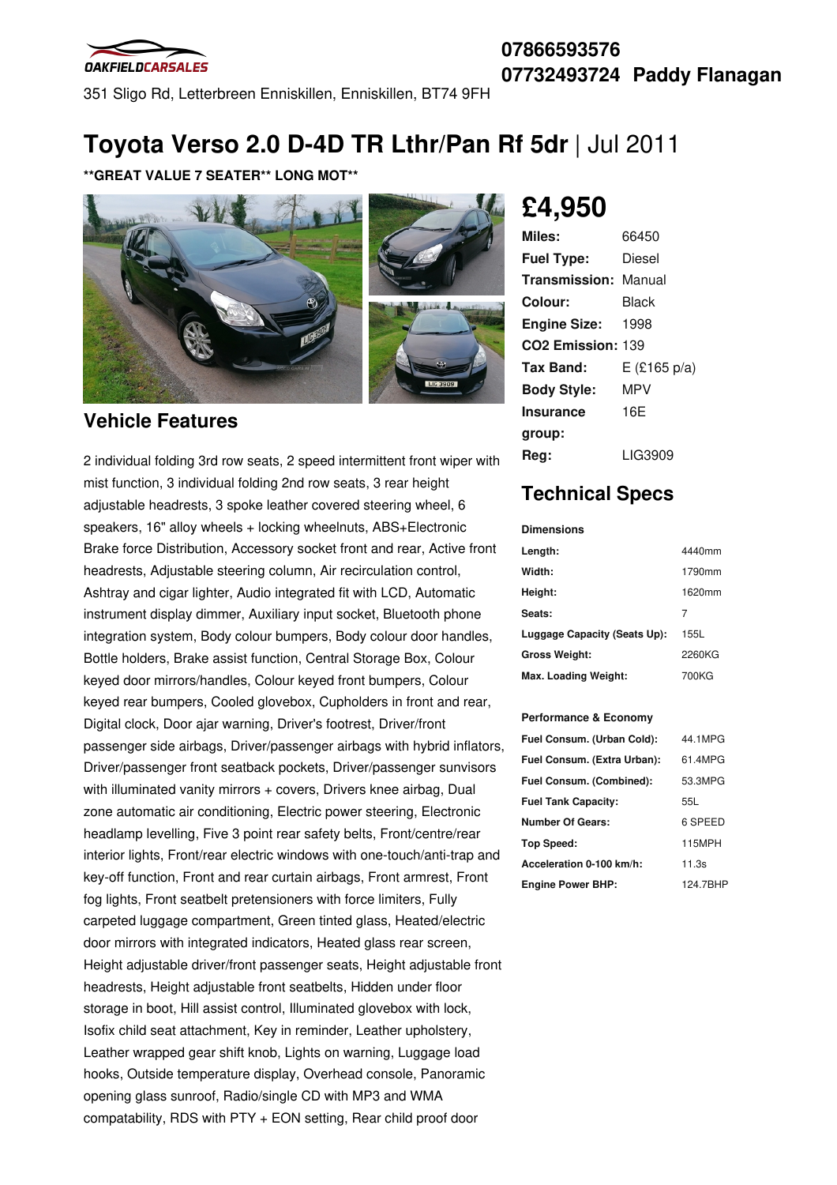OAKFIELDCARSALES

351 Sligo Rd, Letterbreen Enniskillen, Enniskillen, BT74 9FH

**07866593576**
**07732493724 Paddy Flanagan**

# Toyota Verso 2.0 D-4D TR Lthr/Pan Rf 5dr | Jul 2011

**\*\*GREAT VALUE 7 SEATER\*\* LONG MOT\*\***

## £4,950

| | |
|---|---|
| **Miles:** | 66450 |
| **Fuel Type:** | Diesel |
| **Transmission:** | Manual |
| **Colour:** | Black |
| **Engine Size:** | 1998 |
| **CO2 Emission:** | 139 |
| **Tax Band:** | E (£165 p/a) |
| **Body Style:** | MPV |
| **Insurance group:** | 16E |
| **Reg:** | LIG3909 |

## Vehicle Features

2 individual folding 3rd row seats, 2 speed intermittent front wiper with mist function, 3 individual folding 2nd row seats, 3 rear height adjustable headrests, 3 spoke leather covered steering wheel, 6 speakers, 16" alloy wheels + locking wheelnuts, ABS+Electronic Brake force Distribution, Accessory socket front and rear, Active front headrests, Adjustable steering column, Air recirculation control, Ashtray and cigar lighter, Audio integrated fit with LCD, Automatic instrument display dimmer, Auxiliary input socket, Bluetooth phone integration system, Body colour bumpers, Body colour door handles, Bottle holders, Brake assist function, Central Storage Box, Colour keyed door mirrors/handles, Colour keyed front bumpers, Colour keyed rear bumpers, Cooled glovebox, Cupholders in front and rear, Digital clock, Door ajar warning, Driver's footrest, Driver/front passenger side airbags, Driver/passenger airbags with hybrid inflators, Driver/passenger front seatback pockets, Driver/passenger sunvisors with illuminated vanity mirrors + covers, Drivers knee airbag, Dual zone automatic air conditioning, Electric power steering, Electronic headlamp levelling, Five 3 point rear safety belts, Front/centre/rear interior lights, Front/rear electric windows with one-touch/anti-trap and key-off function, Front and rear curtain airbags, Front armrest, Front fog lights, Front seatbelt pretensioners with force limiters, Fully carpeted luggage compartment, Green tinted glass, Heated/electric door mirrors with integrated indicators, Heated glass rear screen, Height adjustable driver/front passenger seats, Height adjustable front headrests, Height adjustable front seatbelts, Hidden under floor storage in boot, Hill assist control, Illuminated glovebox with lock, Isofix child seat attachment, Key in reminder, Leather upholstery, Leather wrapped gear shift knob, Lights on warning, Luggage load hooks, Outside temperature display, Overhead console, Panoramic opening glass sunroof, Radio/single CD with MP3 and WMA compatability, RDS with PTY + EON setting, Rear child proof door

## Technical Specs

**Dimensions**

| | |
|---|---|
| **Length:** | 4440mm |
| **Width:** | 1790mm |
| **Height:** | 1620mm |
| **Seats:** | 7 |
| **Luggage Capacity (Seats Up):** | 155L |
| **Gross Weight:** | 2260KG |
| **Max. Loading Weight:** | 700KG |

**Performance & Economy**

| | |
|---|---|
| **Fuel Consum. (Urban Cold):** | 44.1MPG |
| **Fuel Consum. (Extra Urban):** | 61.4MPG |
| **Fuel Consum. (Combined):** | 53.3MPG |
| **Fuel Tank Capacity:** | 55L |
| **Number Of Gears:** | 6 SPEED |
| **Top Speed:** | 115MPH |
| **Acceleration 0-100 km/h:** | 11.3s |
| **Engine Power BHP:** | 124.7BHP |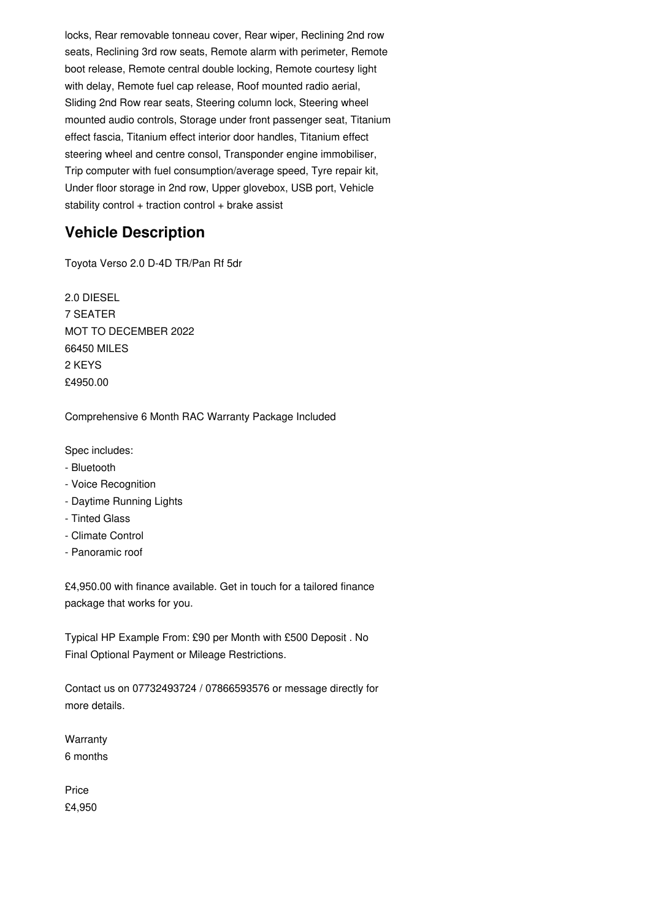locks, Rear removable tonneau cover, Rear wiper, Reclining 2nd row seats, Reclining 3rd row seats, Remote alarm with perimeter, Remote boot release, Remote central double locking, Remote courtesy light with delay, Remote fuel cap release, Roof mounted radio aerial, Sliding 2nd Row rear seats, Steering column lock, Steering wheel mounted audio controls, Storage under front passenger seat, Titanium effect fascia, Titanium effect interior door handles, Titanium effect steering wheel and centre consol, Transponder engine immobiliser, Trip computer with fuel consumption/average speed, Tyre repair kit, Under floor storage in 2nd row, Upper glovebox, USB port, Vehicle stability control + traction control + brake assist

## Vehicle Description

Toyota Verso 2.0 D-4D TR/Pan Rf 5dr

2.0 DIESEL
7 SEATER
MOT TO DECEMBER 2022
66450 MILES
2 KEYS
£4950.00

Comprehensive 6 Month RAC Warranty Package Included

Spec includes:
- Bluetooth
- Voice Recognition
- Daytime Running Lights
- Tinted Glass
- Climate Control
- Panoramic roof

£4,950.00 with finance available. Get in touch for a tailored finance package that works for you.

Typical HP Example From: £90 per Month with £500 Deposit . No Final Optional Payment or Mileage Restrictions.

Contact us on 07732493724 / 07866593576 or message directly for more details.

Warranty
6 months

Price
£4,950